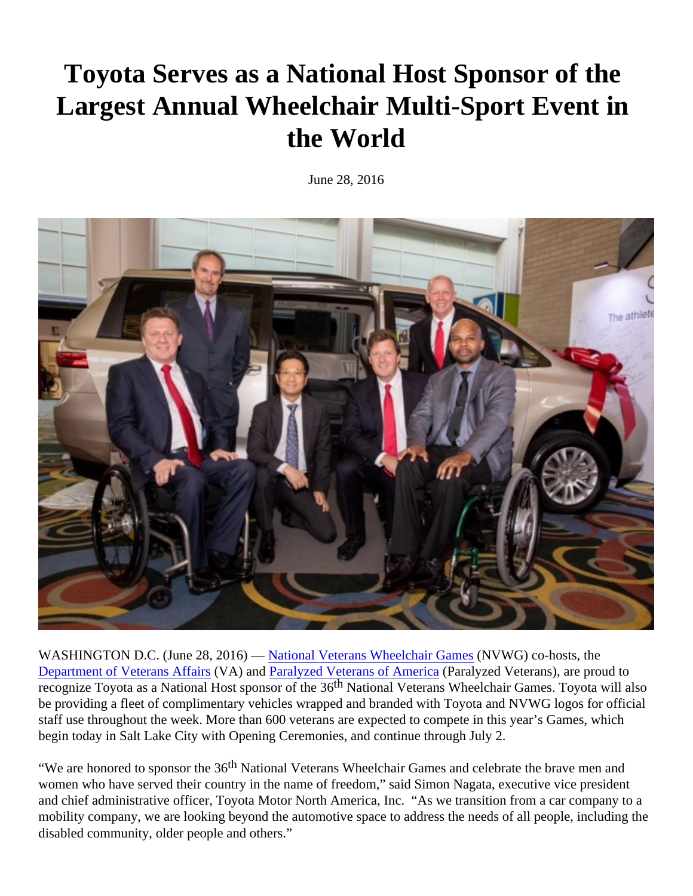# Toyota Serves as a National Host Sponsor of the Largest Annual Wheelchair Multi-Sport Event in the World

June 28, 2016

WASHINGTON D.C. (June 28, 2016) — National Veterans Wheelchair Games (NVWG) co-hosts, the Department of Veterans Affairs (VA) and Paralyzed Veterans of America (Paralyzed Veterans), are proud to recognize Toyota as a National Host sponsor of the 36th National Veterans Wheelchair Games. Toyota will also be providing a fleet of complimentary vehicles wrapped and branded with Toyota and NVWG logos for official staff use throughout the week. More than 600 veterans are expected to compete in this year's Games, which begin today in Salt Lake City with Opening Ceremonies, and continue through July 2.

"We are honored to sponsor the 36th National Veterans Wheelchair Games and celebrate the brave men and women who have served their country in the name of freedom," said Simon Nagata, executive vice president and chief administrative officer, Toyota Motor North America, Inc. "As we transition from a car company to a mobility company, we are looking beyond the automotive space to address the needs of all people, including the disabled community, older people and others."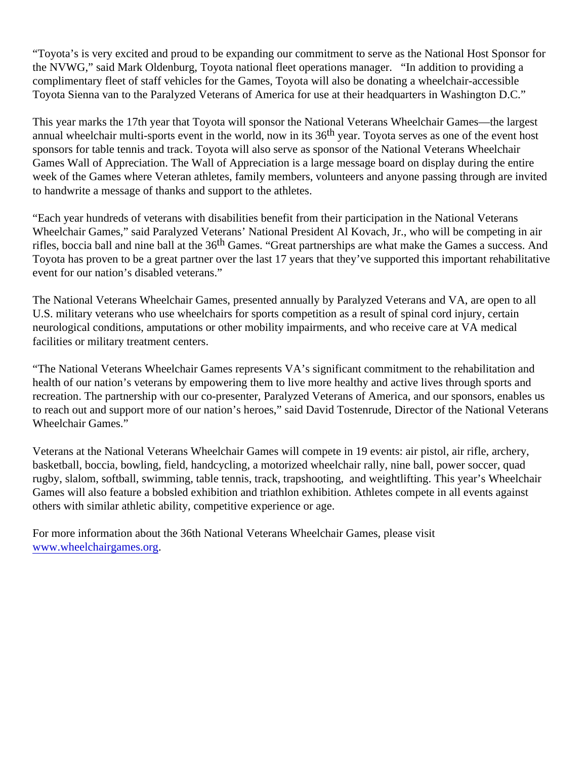"Toyota's is very excited and proud to be expanding our commitment to serve as the National Host Sponsor for the NVWG," said Mark Oldenburg, Toyota national fleet operations manager. "In addition to providing a complimentary fleet of staff vehicles for the Games, Toyota will also be donating a wheelchair-accessible Toyota Sienna van to the Paralyzed Veterans of America for use at their headquarters in Washington D.C."

This year marks the 17th year that Toyota will sponsor the National Veterans Wheelchair Games—the largest annual wheelchair multi-sports event in the world, now in its 36th year. Toyota serves as one of the event host sponsors for table tennis and track. Toyota will also serve as sponsor of the National Veterans Wheelchair Games Wall of Appreciation. The Wall of Appreciation is a large message board on display during the entire week of the Games where Veteran athletes, family members, volunteers and anyone passing through are invited to handwrite a message of thanks and support to the athletes.

"Each year hundreds of veterans with disabilities benefit from their participation in the National Veterans Wheelchair Games," said Paralyzed Veterans' National President Al Kovach, Jr., who will be competing in air rifles, boccia ball and nine ball at the 36th Games. "Great partnerships are what make the Games a success. And Toyota has proven to be a great partner over the last 17 years that they've supported this important rehabilitative event for our nation's disabled veterans."

The National Veterans Wheelchair Games, presented annually by Paralyzed Veterans and VA, are open to all U.S. military veterans who use wheelchairs for sports competition as a result of spinal cord injury, certain neurological conditions, amputations or other mobility impairments, and who receive care at VA medical facilities or military treatment centers.

"The National Veterans Wheelchair Games represents VA's significant commitment to the rehabilitation and health of our nation's veterans by empowering them to live more healthy and active lives through sports and recreation. The partnership with our co-presenter, Paralyzed Veterans of America, and our sponsors, enables us to reach out and support more of our nation's heroes," said David Tostenrude, Director of the National Veterans Wheelchair Games."

Veterans at the National Veterans Wheelchair Games will compete in 19 events: air pistol, air rifle, archery, basketball, boccia, bowling, field, handcycling, a motorized wheelchair rally, nine ball, power soccer, quad rugby, slalom, softball, swimming, table tennis, track, trapshooting, and weightlifting. This year's Wheelchair Games will also feature a bobsled exhibition and triathlon exhibition. Athletes compete in all events against others with similar athletic ability, competitive experience or age.

For more information about the 36th National Veterans Wheelchair Games, please visit www.wheelchairgames.org.